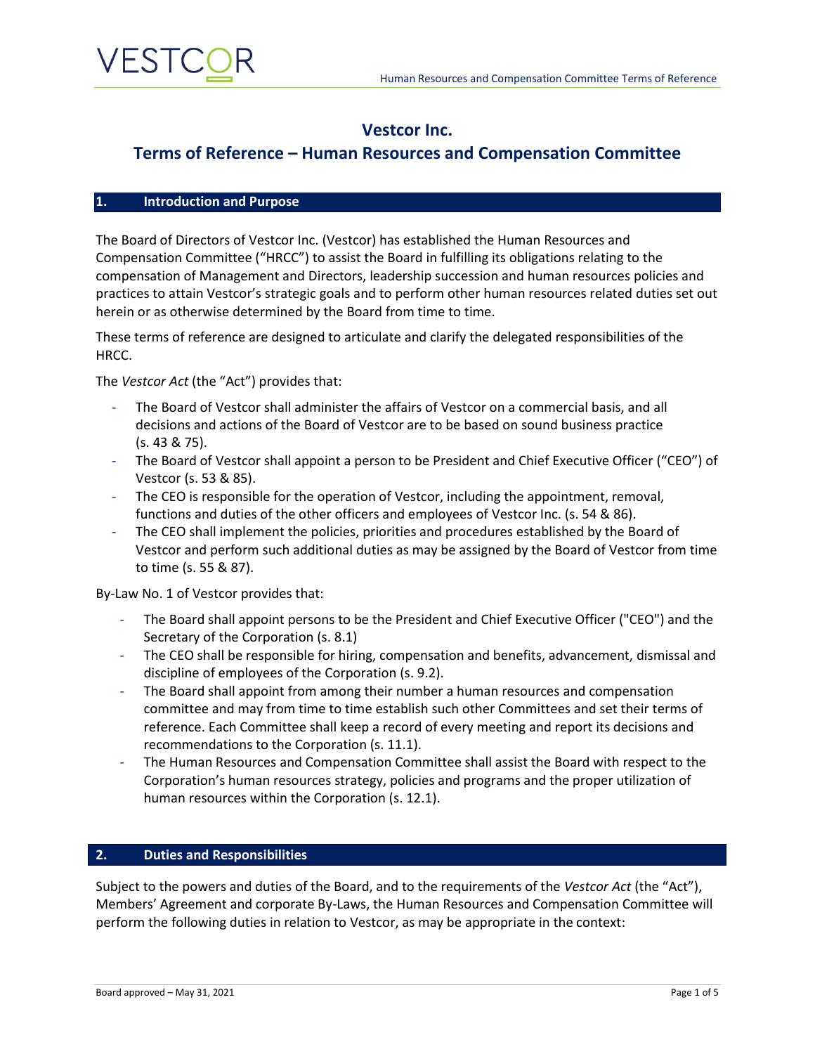# Vestcor Inc.

# Terms of Reference – Human Resources and Compensation Committee

## 1. Introduction and Purpose

The Board of Directors of Vestcor Inc. (Vestcor) has established the Human Resources and Compensation Committee ("HRCC") to assist the Board in fulfilling its obligations relating to the compensation of Management and Directors, leadership succession and human resources policies and practices to attain Vestcor's strategic goals and to perform other human resources related duties set out herein or as otherwise determined by the Board from time to time.

These terms of reference are designed to articulate and clarify the delegated responsibilities of the HRCC.

The *Vestcor Act* (the "Act") provides that:

- The Board of Vestcor shall administer the affairs of Vestcor on a commercial basis, and all decisions and actions of the Board of Vestcor are to be based on sound business practice (s. 43 & 75).
- The Board of Vestcor shall appoint a person to be President and Chief Executive Officer ("CEO") of Vestcor (s. 53 & 85).
- The CEO is responsible for the operation of Vestcor, including the appointment, removal, functions and duties of the other officers and employees of Vestcor Inc. (s. 54 & 86).
- The CEO shall implement the policies, priorities and procedures established by the Board of Vestcor and perform such additional duties as may be assigned by the Board of Vestcor from time to time (s. 55 & 87).

By-Law No. 1 of Vestcor provides that:

- The Board shall appoint persons to be the President and Chief Executive Officer ("CEO") and the Secretary of the Corporation (s. 8.1)
- The CEO shall be responsible for hiring, compensation and benefits, advancement, dismissal and discipline of employees of the Corporation (s. 9.2).
- The Board shall appoint from among their number a human resources and compensation committee and may from time to time establish such other Committees and set their terms of reference. Each Committee shall keep a record of every meeting and report its decisions and recommendations to the Corporation (s. 11.1).
- The Human Resources and Compensation Committee shall assist the Board with respect to the Corporation's human resources strategy, policies and programs and the proper utilization of human resources within the Corporation (s. 12.1).

## 2. Duties and Responsibilities

Subject to the powers and duties of the Board, and to the requirements of the *Vestcor Act* (the "Act"), Members' Agreement and corporate By-Laws, the Human Resources and Compensation Committee will perform the following duties in relation to Vestcor, as may be appropriate in the context: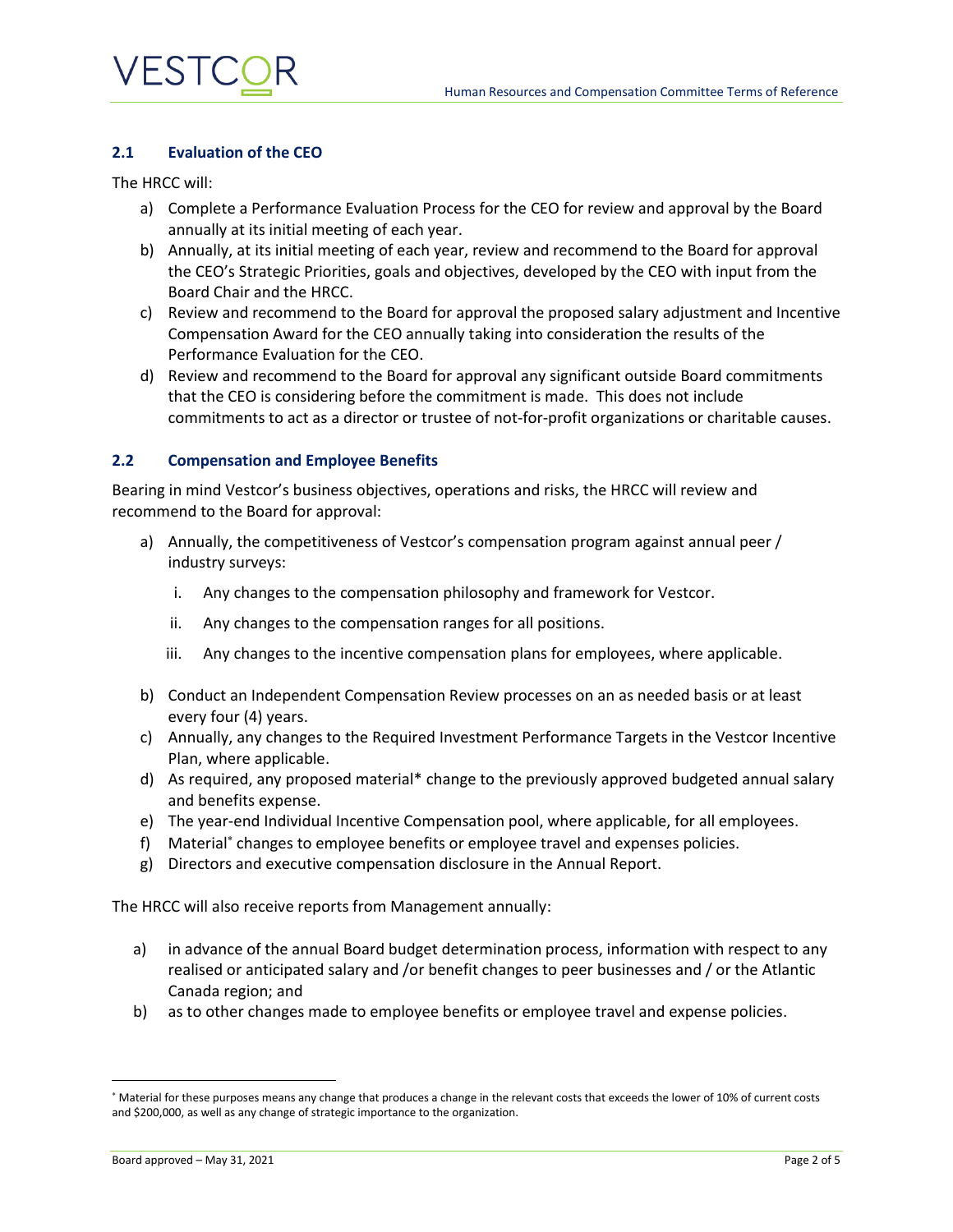### 2.1 Evaluation of the CEO

The HRCC will:

a) Complete a Performance Evaluation Process for the CEO for review and approval by the Board annually at its initial meeting of each year.
b) Annually, at its initial meeting of each year, review and recommend to the Board for approval the CEO's Strategic Priorities, goals and objectives, developed by the CEO with input from the Board Chair and the HRCC.
c) Review and recommend to the Board for approval the proposed salary adjustment and Incentive Compensation Award for the CEO annually taking into consideration the results of the Performance Evaluation for the CEO.
d) Review and recommend to the Board for approval any significant outside Board commitments that the CEO is considering before the commitment is made. This does not include commitments to act as a director or trustee of not-for-profit organizations or charitable causes.

### 2.2 Compensation and Employee Benefits

Bearing in mind Vestcor's business objectives, operations and risks, the HRCC will review and recommend to the Board for approval:

a) Annually, the competitiveness of Vestcor's compensation program against annual peer / industry surveys:
   i. Any changes to the compensation philosophy and framework for Vestcor.
   ii. Any changes to the compensation ranges for all positions.
   iii. Any changes to the incentive compensation plans for employees, where applicable.
b) Conduct an Independent Compensation Review processes on an as needed basis or at least every four (4) years.
c) Annually, any changes to the Required Investment Performance Targets in the Vestcor Incentive Plan, where applicable.
d) As required, any proposed material* change to the previously approved budgeted annual salary and benefits expense.
e) The year-end Individual Incentive Compensation pool, where applicable, for all employees.
f) Material* changes to employee benefits or employee travel and expenses policies.
g) Directors and executive compensation disclosure in the Annual Report.

The HRCC will also receive reports from Management annually:

a) in advance of the annual Board budget determination process, information with respect to any realised or anticipated salary and /or benefit changes to peer businesses and / or the Atlantic Canada region; and
b) as to other changes made to employee benefits or employee travel and expense policies.

---

* Material for these purposes means any change that produces a change in the relevant costs that exceeds the lower of 10% of current costs and $200,000, as well as any change of strategic importance to the organization.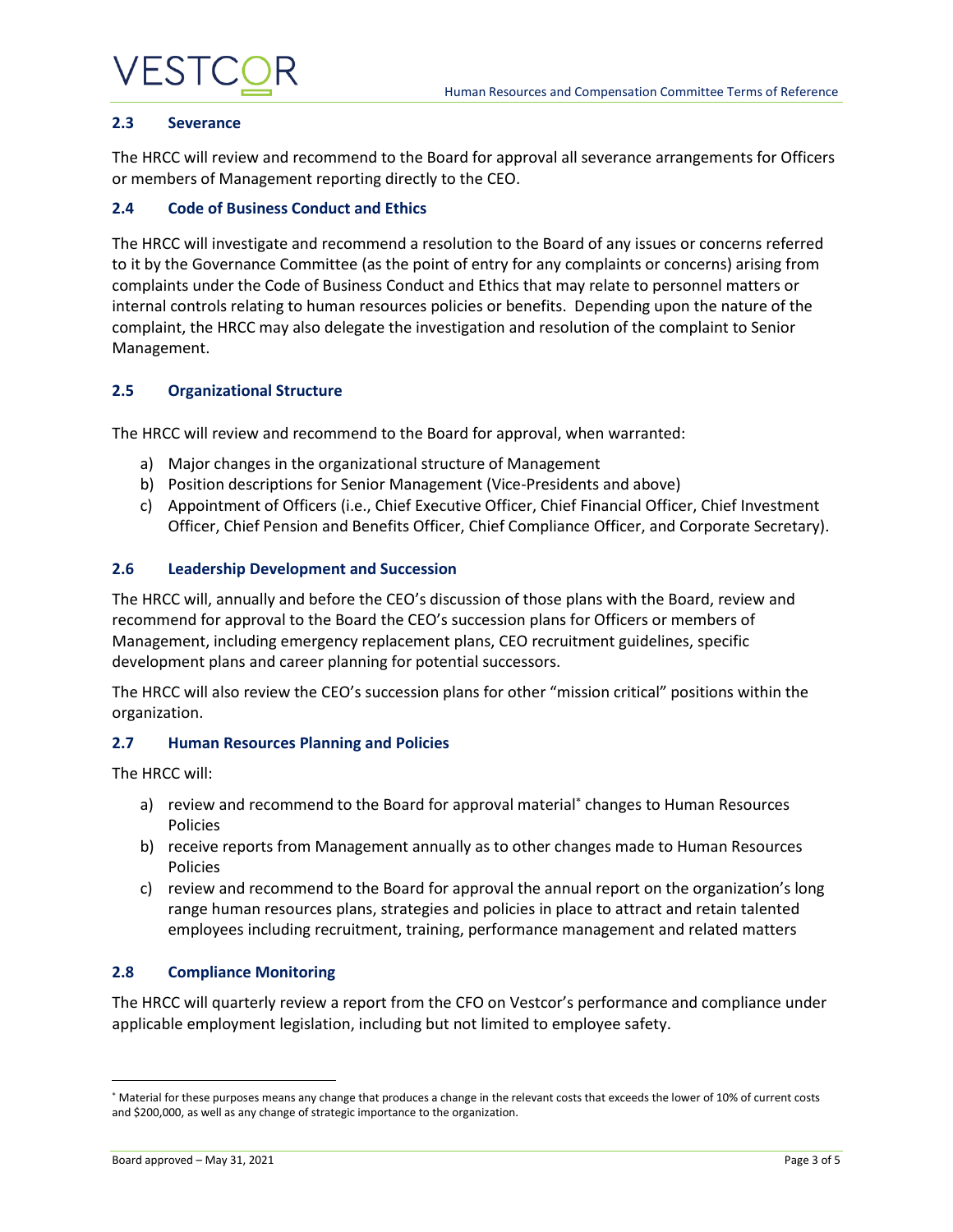### 2.3 Severance

The HRCC will review and recommend to the Board for approval all severance arrangements for Officers or members of Management reporting directly to the CEO.

### 2.4 Code of Business Conduct and Ethics

The HRCC will investigate and recommend a resolution to the Board of any issues or concerns referred to it by the Governance Committee (as the point of entry for any complaints or concerns) arising from complaints under the Code of Business Conduct and Ethics that may relate to personnel matters or internal controls relating to human resources policies or benefits. Depending upon the nature of the complaint, the HRCC may also delegate the investigation and resolution of the complaint to Senior Management.

### 2.5 Organizational Structure

The HRCC will review and recommend to the Board for approval, when warranted:

a) Major changes in the organizational structure of Management
b) Position descriptions for Senior Management (Vice-Presidents and above)
c) Appointment of Officers (i.e., Chief Executive Officer, Chief Financial Officer, Chief Investment Officer, Chief Pension and Benefits Officer, Chief Compliance Officer, and Corporate Secretary).

### 2.6 Leadership Development and Succession

The HRCC will, annually and before the CEO's discussion of those plans with the Board, review and recommend for approval to the Board the CEO's succession plans for Officers or members of Management, including emergency replacement plans, CEO recruitment guidelines, specific development plans and career planning for potential successors.

The HRCC will also review the CEO's succession plans for other "mission critical" positions within the organization.

### 2.7 Human Resources Planning and Policies

The HRCC will:

a) review and recommend to the Board for approval material[*] changes to Human Resources Policies
b) receive reports from Management annually as to other changes made to Human Resources Policies
c) review and recommend to the Board for approval the annual report on the organization's long range human resources plans, strategies and policies in place to attract and retain talented employees including recruitment, training, performance management and related matters

### 2.8 Compliance Monitoring

The HRCC will quarterly review a report from the CFO on Vestcor's performance and compliance under applicable employment legislation, including but not limited to employee safety.

---

[*] Material for these purposes means any change that produces a change in the relevant costs that exceeds the lower of 10% of current costs and $200,000, as well as any change of strategic importance to the organization.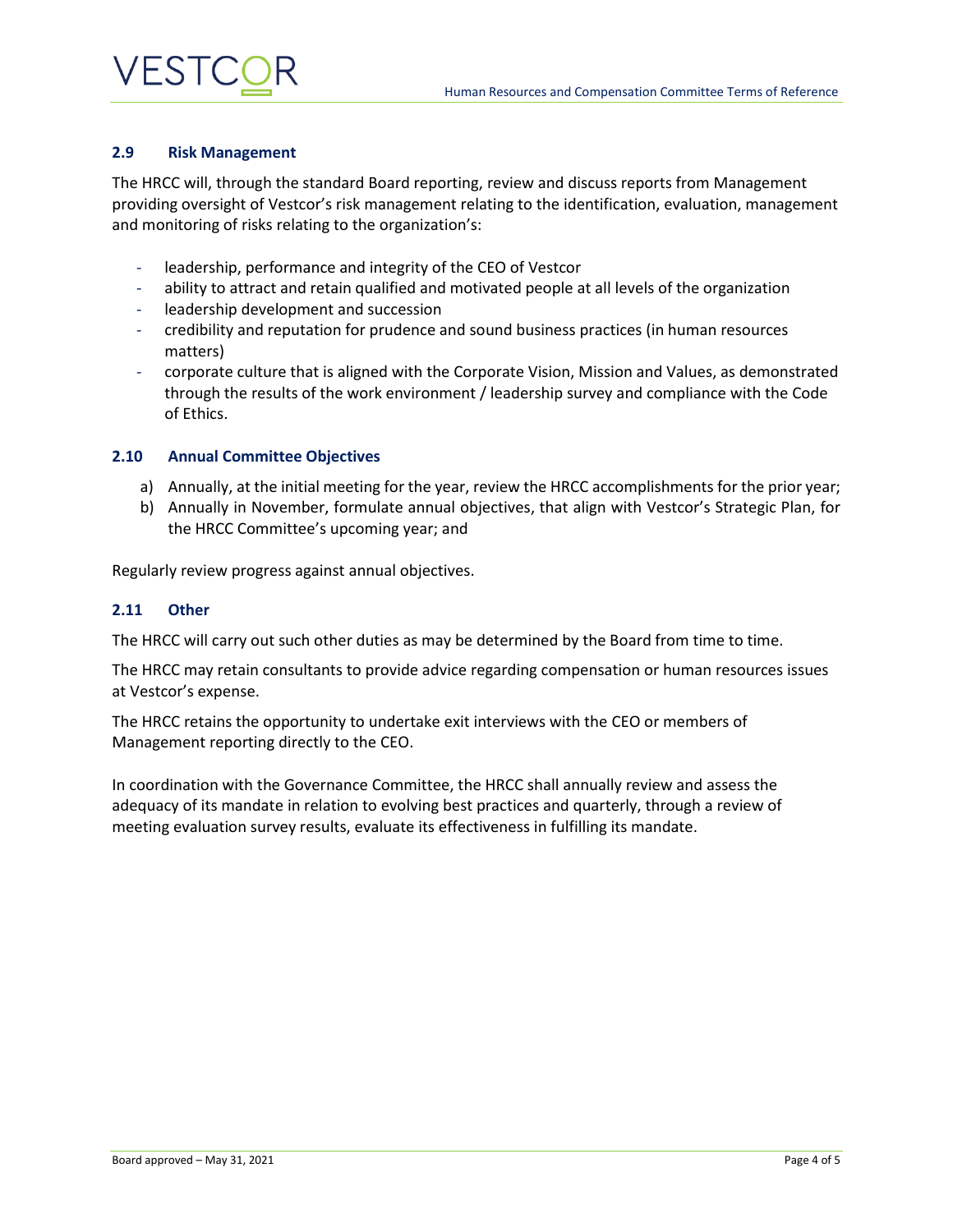### 2.9 Risk Management

The HRCC will, through the standard Board reporting, review and discuss reports from Management providing oversight of Vestcor's risk management relating to the identification, evaluation, management and monitoring of risks relating to the organization's:

- leadership, performance and integrity of the CEO of Vestcor
- ability to attract and retain qualified and motivated people at all levels of the organization
- leadership development and succession
- credibility and reputation for prudence and sound business practices (in human resources matters)
- corporate culture that is aligned with the Corporate Vision, Mission and Values, as demonstrated through the results of the work environment / leadership survey and compliance with the Code of Ethics.

### 2.10 Annual Committee Objectives

a) Annually, at the initial meeting for the year, review the HRCC accomplishments for the prior year;
b) Annually in November, formulate annual objectives, that align with Vestcor's Strategic Plan, for the HRCC Committee's upcoming year; and

Regularly review progress against annual objectives.

### 2.11 Other

The HRCC will carry out such other duties as may be determined by the Board from time to time.

The HRCC may retain consultants to provide advice regarding compensation or human resources issues at Vestcor's expense.

The HRCC retains the opportunity to undertake exit interviews with the CEO or members of Management reporting directly to the CEO.

In coordination with the Governance Committee, the HRCC shall annually review and assess the adequacy of its mandate in relation to evolving best practices and quarterly, through a review of meeting evaluation survey results, evaluate its effectiveness in fulfilling its mandate.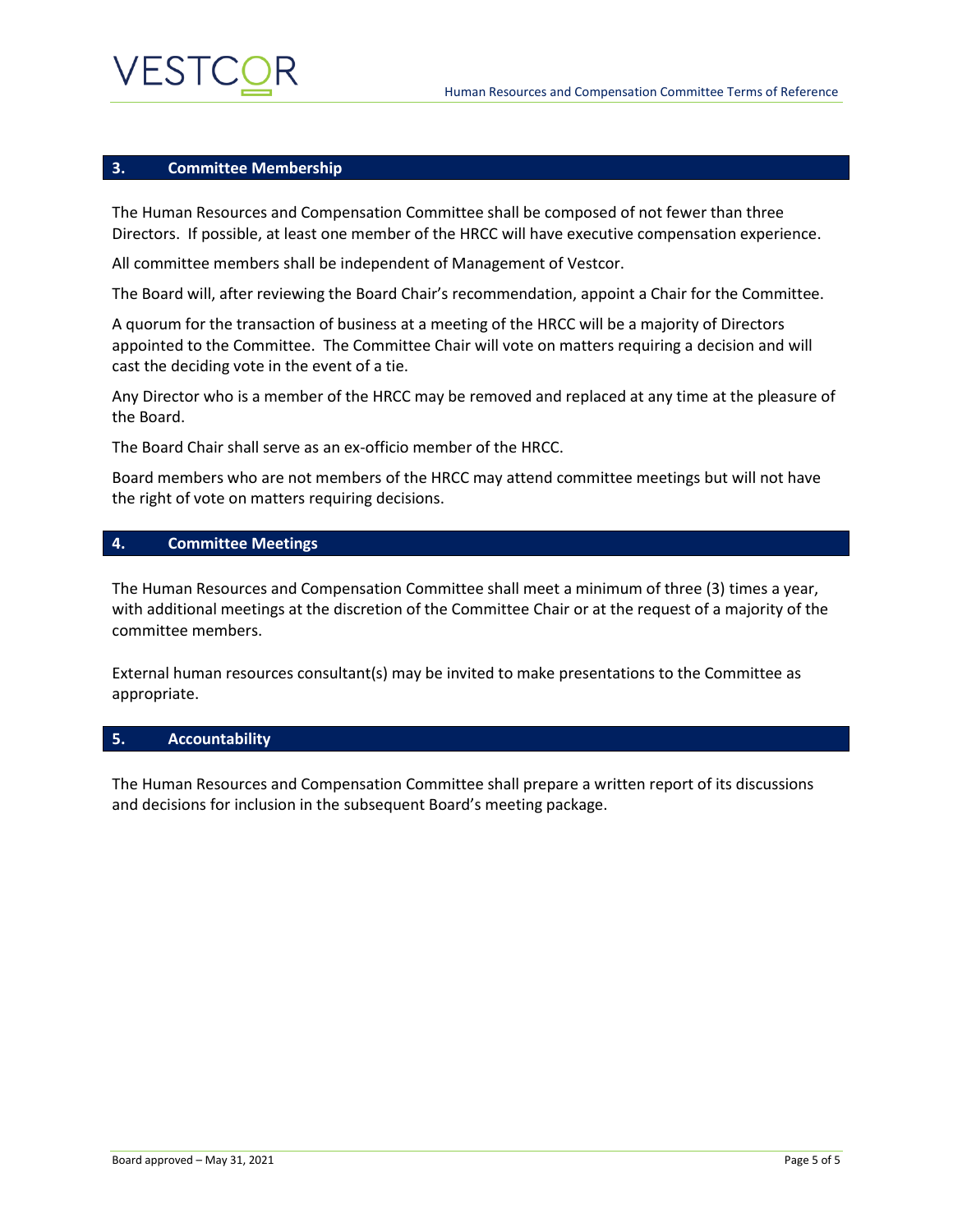## 3. Committee Membership

The Human Resources and Compensation Committee shall be composed of not fewer than three Directors. If possible, at least one member of the HRCC will have executive compensation experience.

All committee members shall be independent of Management of Vestcor.

The Board will, after reviewing the Board Chair's recommendation, appoint a Chair for the Committee.

A quorum for the transaction of business at a meeting of the HRCC will be a majority of Directors appointed to the Committee. The Committee Chair will vote on matters requiring a decision and will cast the deciding vote in the event of a tie.

Any Director who is a member of the HRCC may be removed and replaced at any time at the pleasure of the Board.

The Board Chair shall serve as an ex-officio member of the HRCC.

Board members who are not members of the HRCC may attend committee meetings but will not have the right of vote on matters requiring decisions.

## 4. Committee Meetings

The Human Resources and Compensation Committee shall meet a minimum of three (3) times a year, with additional meetings at the discretion of the Committee Chair or at the request of a majority of the committee members.

External human resources consultant(s) may be invited to make presentations to the Committee as appropriate.

## 5. Accountability

The Human Resources and Compensation Committee shall prepare a written report of its discussions and decisions for inclusion in the subsequent Board's meeting package.